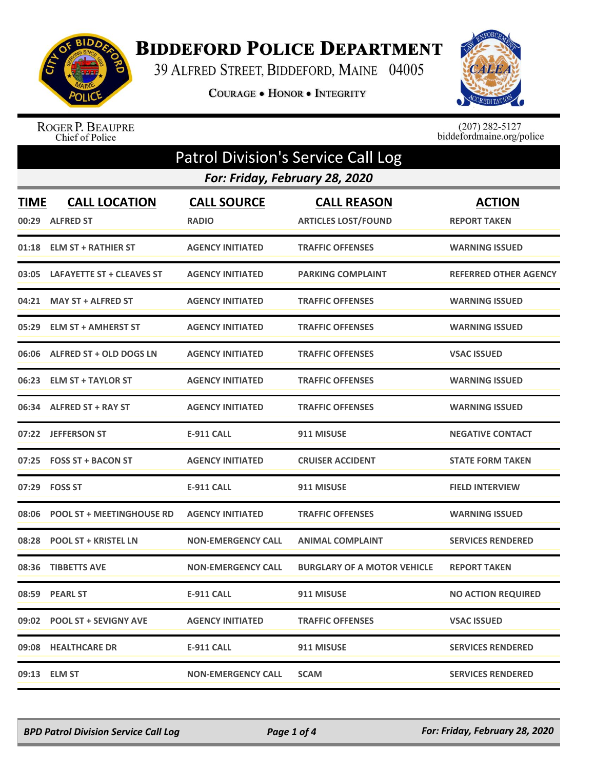# Biddeford Police Department

39 Alfred Street, Biddeford, Maine 04005

Courage • Honor • Integrity

Roger P. Beaupre
Chief of Police

(207) 282-5127
biddefordmaine.org/police

## Patrol Division's Service Call Log

### For: Friday, February 28, 2020

| TIME | CALL LOCATION | CALL SOURCE | CALL REASON | ACTION |
|---|---|---|---|---|
| 00:29 | ALFRED ST | RADIO | ARTICLES LOST/FOUND | REPORT TAKEN |
| 01:18 | ELM ST + RATHIER ST | AGENCY INITIATED | TRAFFIC OFFENSES | WARNING ISSUED |
| 03:05 | LAFAYETTE ST + CLEAVES ST | AGENCY INITIATED | PARKING COMPLAINT | REFERRED OTHER AGENCY |
| 04:21 | MAY ST + ALFRED ST | AGENCY INITIATED | TRAFFIC OFFENSES | WARNING ISSUED |
| 05:29 | ELM ST + AMHERST ST | AGENCY INITIATED | TRAFFIC OFFENSES | WARNING ISSUED |
| 06:06 | ALFRED ST + OLD DOGS LN | AGENCY INITIATED | TRAFFIC OFFENSES | VSAC ISSUED |
| 06:23 | ELM ST + TAYLOR ST | AGENCY INITIATED | TRAFFIC OFFENSES | WARNING ISSUED |
| 06:34 | ALFRED ST + RAY ST | AGENCY INITIATED | TRAFFIC OFFENSES | WARNING ISSUED |
| 07:22 | JEFFERSON ST | E-911 CALL | 911 MISUSE | NEGATIVE CONTACT |
| 07:25 | FOSS ST + BACON ST | AGENCY INITIATED | CRUISER ACCIDENT | STATE FORM TAKEN |
| 07:29 | FOSS ST | E-911 CALL | 911 MISUSE | FIELD INTERVIEW |
| 08:06 | POOL ST + MEETINGHOUSE RD | AGENCY INITIATED | TRAFFIC OFFENSES | WARNING ISSUED |
| 08:28 | POOL ST + KRISTEL LN | NON-EMERGENCY CALL | ANIMAL COMPLAINT | SERVICES RENDERED |
| 08:36 | TIBBETTS AVE | NON-EMERGENCY CALL | BURGLARY OF A MOTOR VEHICLE | REPORT TAKEN |
| 08:59 | PEARL ST | E-911 CALL | 911 MISUSE | NO ACTION REQUIRED |
| 09:02 | POOL ST + SEVIGNY AVE | AGENCY INITIATED | TRAFFIC OFFENSES | VSAC ISSUED |
| 09:08 | HEALTHCARE DR | E-911 CALL | 911 MISUSE | SERVICES RENDERED |
| 09:13 | ELM ST | NON-EMERGENCY CALL | SCAM | SERVICES RENDERED |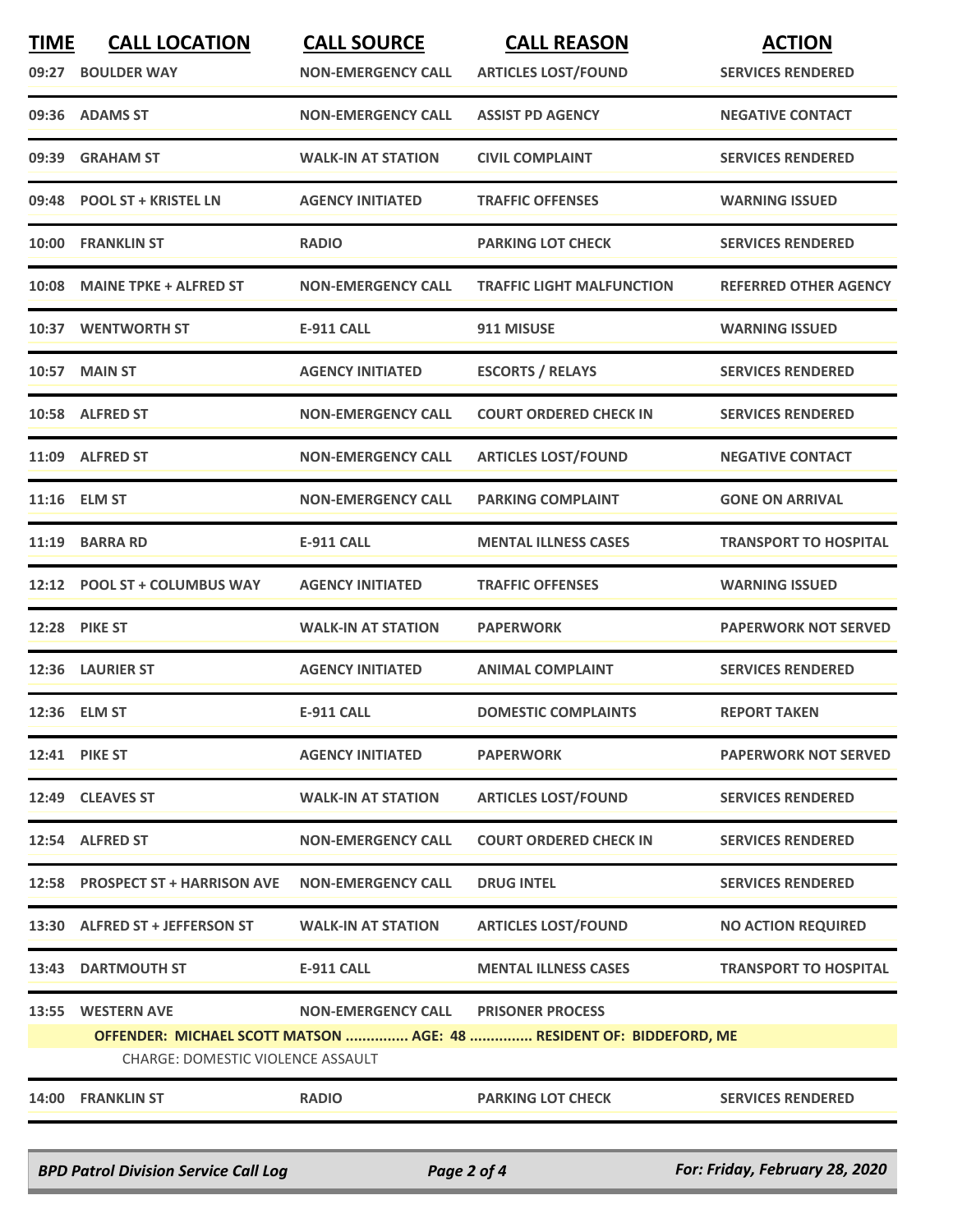| TIME | CALL LOCATION | CALL SOURCE | CALL REASON | ACTION |
|---|---|---|---|---|
| 09:27 | BOULDER WAY | NON-EMERGENCY CALL | ARTICLES LOST/FOUND | SERVICES RENDERED |
| 09:36 | ADAMS ST | NON-EMERGENCY CALL | ASSIST PD AGENCY | NEGATIVE CONTACT |
| 09:39 | GRAHAM ST | WALK-IN AT STATION | CIVIL COMPLAINT | SERVICES RENDERED |
| 09:48 | POOL ST + KRISTEL LN | AGENCY INITIATED | TRAFFIC OFFENSES | WARNING ISSUED |
| 10:00 | FRANKLIN ST | RADIO | PARKING LOT CHECK | SERVICES RENDERED |
| 10:08 | MAINE TPKE + ALFRED ST | NON-EMERGENCY CALL | TRAFFIC LIGHT MALFUNCTION | REFERRED OTHER AGENCY |
| 10:37 | WENTWORTH ST | E-911 CALL | 911 MISUSE | WARNING ISSUED |
| 10:57 | MAIN ST | AGENCY INITIATED | ESCORTS / RELAYS | SERVICES RENDERED |
| 10:58 | ALFRED ST | NON-EMERGENCY CALL | COURT ORDERED CHECK IN | SERVICES RENDERED |
| 11:09 | ALFRED ST | NON-EMERGENCY CALL | ARTICLES LOST/FOUND | NEGATIVE CONTACT |
| 11:16 | ELM ST | NON-EMERGENCY CALL | PARKING COMPLAINT | GONE ON ARRIVAL |
| 11:19 | BARRA RD | E-911 CALL | MENTAL ILLNESS CASES | TRANSPORT TO HOSPITAL |
| 12:12 | POOL ST + COLUMBUS WAY | AGENCY INITIATED | TRAFFIC OFFENSES | WARNING ISSUED |
| 12:28 | PIKE ST | WALK-IN AT STATION | PAPERWORK | PAPERWORK NOT SERVED |
| 12:36 | LAURIER ST | AGENCY INITIATED | ANIMAL COMPLAINT | SERVICES RENDERED |
| 12:36 | ELM ST | E-911 CALL | DOMESTIC COMPLAINTS | REPORT TAKEN |
| 12:41 | PIKE ST | AGENCY INITIATED | PAPERWORK | PAPERWORK NOT SERVED |
| 12:49 | CLEAVES ST | WALK-IN AT STATION | ARTICLES LOST/FOUND | SERVICES RENDERED |
| 12:54 | ALFRED ST | NON-EMERGENCY CALL | COURT ORDERED CHECK IN | SERVICES RENDERED |
| 12:58 | PROSPECT ST + HARRISON AVE | NON-EMERGENCY CALL | DRUG INTEL | SERVICES RENDERED |
| 13:30 | ALFRED ST + JEFFERSON ST | WALK-IN AT STATION | ARTICLES LOST/FOUND | NO ACTION REQUIRED |
| 13:43 | DARTMOUTH ST | E-911 CALL | MENTAL ILLNESS CASES | TRANSPORT TO HOSPITAL |
| 13:55 | WESTERN AVE | NON-EMERGENCY CALL | PRISONER PROCESS | |
| | OFFENDER: MICHAEL SCOTT MATSON ............... AGE: 48 ............... RESIDENT OF: BIDDEFORD, ME<br>CHARGE: DOMESTIC VIOLENCE ASSAULT | | | |
| 14:00 | FRANKLIN ST | RADIO | PARKING LOT CHECK | SERVICES RENDERED |

*BPD Patrol Division Service Call Log* — *For: Friday, February 28, 2020*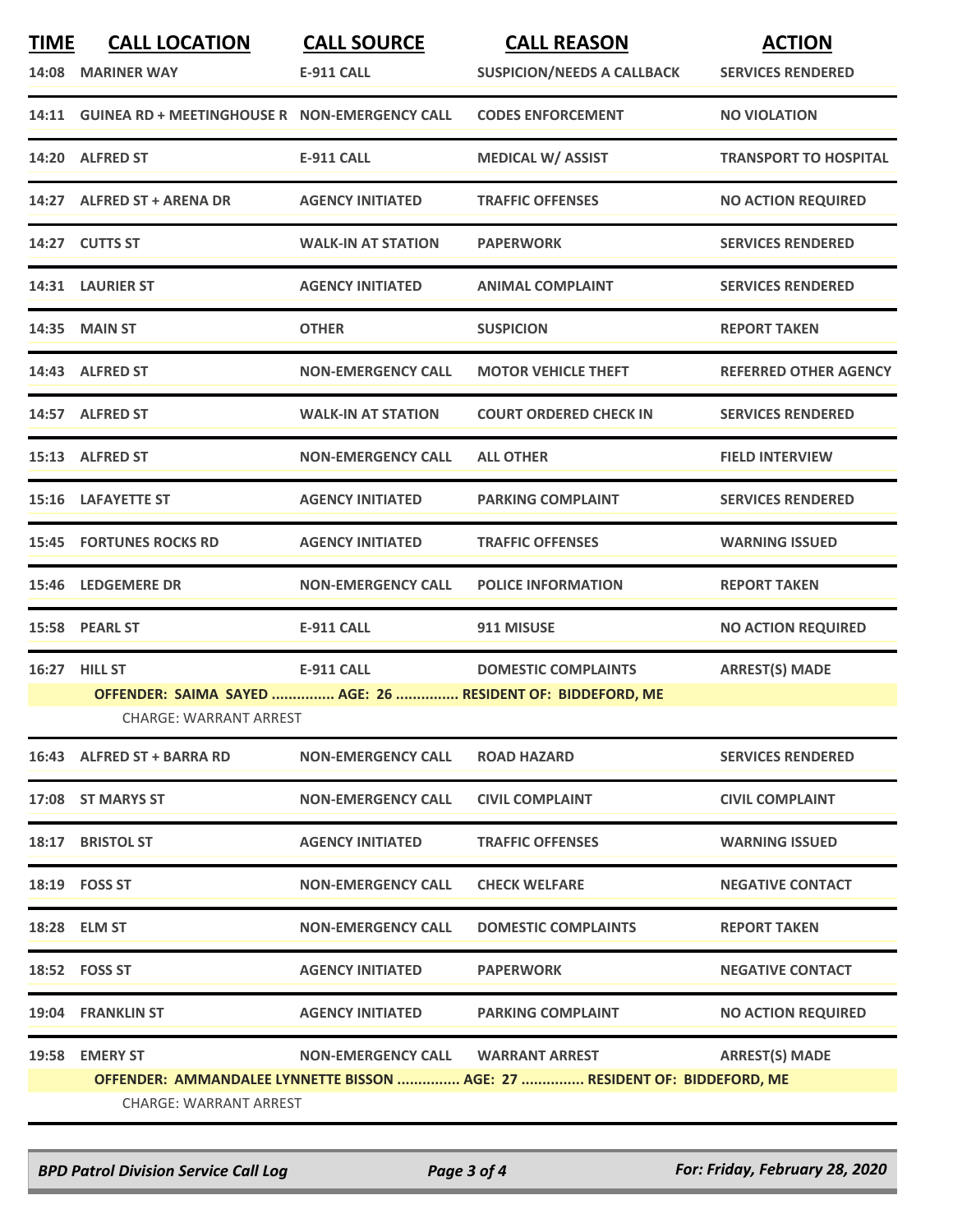| TIME | CALL LOCATION | CALL SOURCE | CALL REASON | ACTION |
|---|---|---|---|---|
| 14:08 | MARINER WAY | E-911 CALL | SUSPICION/NEEDS A CALLBACK | SERVICES RENDERED |
| 14:11 | GUINEA RD + MEETINGHOUSE R | NON-EMERGENCY CALL | CODES ENFORCEMENT | NO VIOLATION |
| 14:20 | ALFRED ST | E-911 CALL | MEDICAL W/ ASSIST | TRANSPORT TO HOSPITAL |
| 14:27 | ALFRED ST + ARENA DR | AGENCY INITIATED | TRAFFIC OFFENSES | NO ACTION REQUIRED |
| 14:27 | CUTTS ST | WALK-IN AT STATION | PAPERWORK | SERVICES RENDERED |
| 14:31 | LAURIER ST | AGENCY INITIATED | ANIMAL COMPLAINT | SERVICES RENDERED |
| 14:35 | MAIN ST | OTHER | SUSPICION | REPORT TAKEN |
| 14:43 | ALFRED ST | NON-EMERGENCY CALL | MOTOR VEHICLE THEFT | REFERRED OTHER AGENCY |
| 14:57 | ALFRED ST | WALK-IN AT STATION | COURT ORDERED CHECK IN | SERVICES RENDERED |
| 15:13 | ALFRED ST | NON-EMERGENCY CALL | ALL OTHER | FIELD INTERVIEW |
| 15:16 | LAFAYETTE ST | AGENCY INITIATED | PARKING COMPLAINT | SERVICES RENDERED |
| 15:45 | FORTUNES ROCKS RD | AGENCY INITIATED | TRAFFIC OFFENSES | WARNING ISSUED |
| 15:46 | LEDGEMERE DR | NON-EMERGENCY CALL | POLICE INFORMATION | REPORT TAKEN |
| 15:58 | PEARL ST | E-911 CALL | 911 MISUSE | NO ACTION REQUIRED |
| 16:27 | HILL ST | E-911 CALL | DOMESTIC COMPLAINTS | ARREST(S) MADE |
| | OFFENDER: SAIMA SAYED ............... AGE: 26 ............... RESIDENT OF: BIDDEFORD, ME | | | |
| | CHARGE: WARRANT ARREST | | | |
| 16:43 | ALFRED ST + BARRA RD | NON-EMERGENCY CALL | ROAD HAZARD | SERVICES RENDERED |
| 17:08 | ST MARYS ST | NON-EMERGENCY CALL | CIVIL COMPLAINT | CIVIL COMPLAINT |
| 18:17 | BRISTOL ST | AGENCY INITIATED | TRAFFIC OFFENSES | WARNING ISSUED |
| 18:19 | FOSS ST | NON-EMERGENCY CALL | CHECK WELFARE | NEGATIVE CONTACT |
| 18:28 | ELM ST | NON-EMERGENCY CALL | DOMESTIC COMPLAINTS | REPORT TAKEN |
| 18:52 | FOSS ST | AGENCY INITIATED | PAPERWORK | NEGATIVE CONTACT |
| 19:04 | FRANKLIN ST | AGENCY INITIATED | PARKING COMPLAINT | NO ACTION REQUIRED |
| 19:58 | EMERY ST | NON-EMERGENCY CALL | WARRANT ARREST | ARREST(S) MADE |
| | OFFENDER: AMMANDALEE LYNNETTE BISSON ............... AGE: 27 ............... RESIDENT OF: BIDDEFORD, ME | | | |
| | CHARGE: WARRANT ARREST | | | |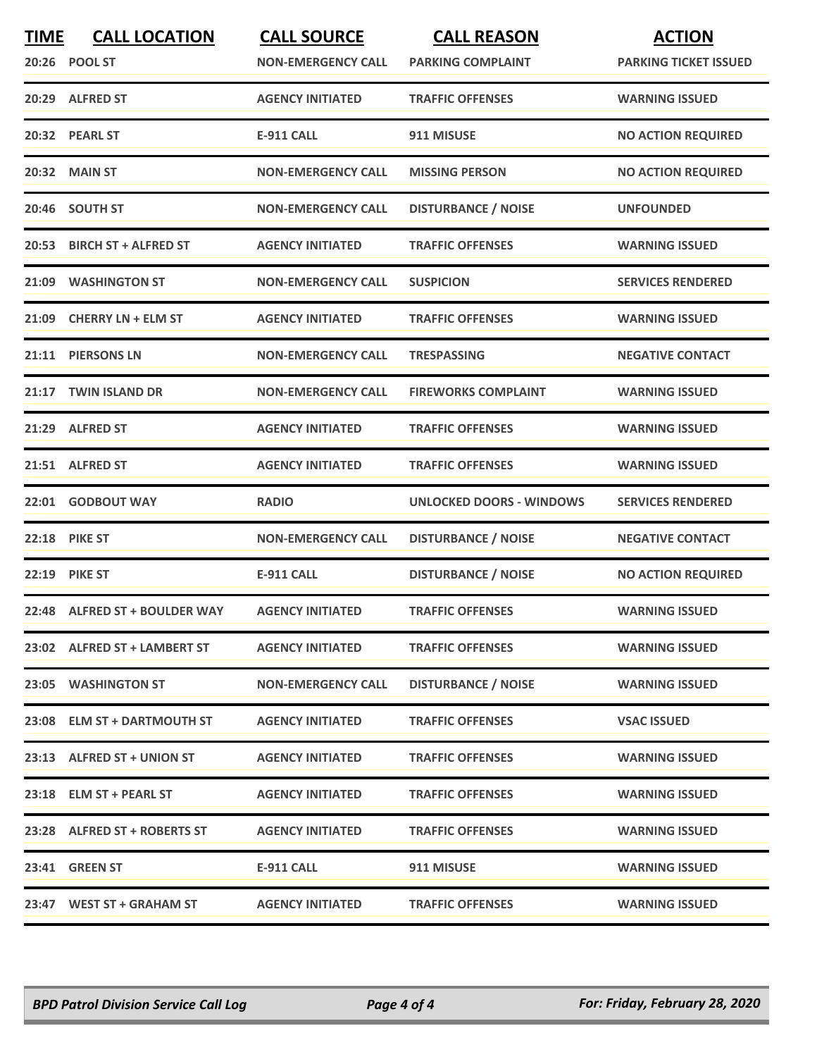| TIME | CALL LOCATION | CALL SOURCE | CALL REASON | ACTION |
|---|---|---|---|---|
| 20:26 | POOL ST | NON-EMERGENCY CALL | PARKING COMPLAINT | PARKING TICKET ISSUED |
| 20:29 | ALFRED ST | AGENCY INITIATED | TRAFFIC OFFENSES | WARNING ISSUED |
| 20:32 | PEARL ST | E-911 CALL | 911 MISUSE | NO ACTION REQUIRED |
| 20:32 | MAIN ST | NON-EMERGENCY CALL | MISSING PERSON | NO ACTION REQUIRED |
| 20:46 | SOUTH ST | NON-EMERGENCY CALL | DISTURBANCE / NOISE | UNFOUNDED |
| 20:53 | BIRCH ST + ALFRED ST | AGENCY INITIATED | TRAFFIC OFFENSES | WARNING ISSUED |
| 21:09 | WASHINGTON ST | NON-EMERGENCY CALL | SUSPICION | SERVICES RENDERED |
| 21:09 | CHERRY LN + ELM ST | AGENCY INITIATED | TRAFFIC OFFENSES | WARNING ISSUED |
| 21:11 | PIERSONS LN | NON-EMERGENCY CALL | TRESPASSING | NEGATIVE CONTACT |
| 21:17 | TWIN ISLAND DR | NON-EMERGENCY CALL | FIREWORKS COMPLAINT | WARNING ISSUED |
| 21:29 | ALFRED ST | AGENCY INITIATED | TRAFFIC OFFENSES | WARNING ISSUED |
| 21:51 | ALFRED ST | AGENCY INITIATED | TRAFFIC OFFENSES | WARNING ISSUED |
| 22:01 | GODBOUT WAY | RADIO | UNLOCKED DOORS - WINDOWS | SERVICES RENDERED |
| 22:18 | PIKE ST | NON-EMERGENCY CALL | DISTURBANCE / NOISE | NEGATIVE CONTACT |
| 22:19 | PIKE ST | E-911 CALL | DISTURBANCE / NOISE | NO ACTION REQUIRED |
| 22:48 | ALFRED ST + BOULDER WAY | AGENCY INITIATED | TRAFFIC OFFENSES | WARNING ISSUED |
| 23:02 | ALFRED ST + LAMBERT ST | AGENCY INITIATED | TRAFFIC OFFENSES | WARNING ISSUED |
| 23:05 | WASHINGTON ST | NON-EMERGENCY CALL | DISTURBANCE / NOISE | WARNING ISSUED |
| 23:08 | ELM ST + DARTMOUTH ST | AGENCY INITIATED | TRAFFIC OFFENSES | VSAC ISSUED |
| 23:13 | ALFRED ST + UNION ST | AGENCY INITIATED | TRAFFIC OFFENSES | WARNING ISSUED |
| 23:18 | ELM ST + PEARL ST | AGENCY INITIATED | TRAFFIC OFFENSES | WARNING ISSUED |
| 23:28 | ALFRED ST + ROBERTS ST | AGENCY INITIATED | TRAFFIC OFFENSES | WARNING ISSUED |
| 23:41 | GREEN ST | E-911 CALL | 911 MISUSE | WARNING ISSUED |
| 23:47 | WEST ST + GRAHAM ST | AGENCY INITIATED | TRAFFIC OFFENSES | WARNING ISSUED |

*BPD Patrol Division Service Call Log* — *For: Friday, February 28, 2020*